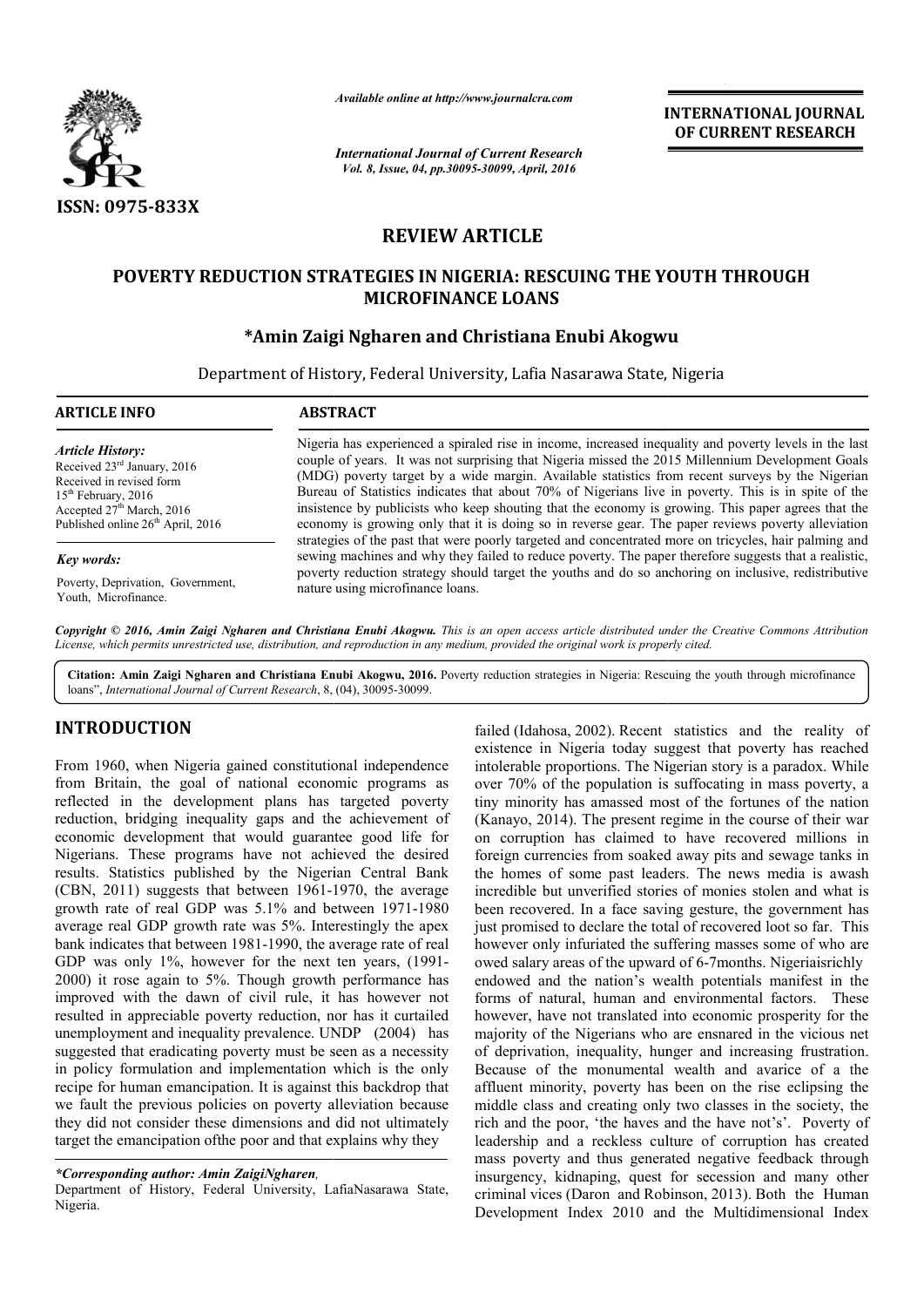ISSN: 0975-833X

*Available online at http://www.journalcra.com*

*International Journal of Current Research*
*Vol. 8, Issue, 04, pp.30095-30099, April, 2016*

**INTERNATIONAL JOURNAL OF CURRENT RESEARCH**

# REVIEW ARTICLE

# POVERTY REDUCTION STRATEGIES IN NIGERIA: RESCUING THE YOUTH THROUGH MICROFINANCE LOANS

**\*Amin Zaigi Ngharen and Christiana Enubi Akogwu**

Department of History, Federal University, Lafia Nasarawa State, Nigeria

**ARTICLE INFO**

*Article History:*
Received 23rd January, 2016
Received in revised form
15th February, 2016
Accepted 27th March, 2016
Published online 26th April, 2016

*Key words:*
Poverty, Deprivation, Government, Youth, Microfinance.

**ABSTRACT**

Nigeria has experienced a spiraled rise in income, increased inequality and poverty levels in the last couple of years. It was not surprising that Nigeria missed the 2015 Millennium Development Goals (MDG) poverty target by a wide margin. Available statistics from recent surveys by the Nigerian Bureau of Statistics indicates that about 70% of Nigerians live in poverty. This is in spite of the insistence by publicists who keep shouting that the economy is growing. This paper agrees that the economy is growing only that it is doing so in reverse gear. The paper reviews poverty alleviation strategies of the past that were poorly targeted and concentrated more on tricycles, hair palming and sewing machines and why they failed to reduce poverty. The paper therefore suggests that a realistic, poverty reduction strategy should target the youths and do so anchoring on inclusive, redistributive nature using microfinance loans.

*Copyright © 2016, Amin Zaigi Ngharen and Christiana Enubi Akogwu. This is an open access article distributed under the Creative Commons Attribution License, which permits unrestricted use, distribution, and reproduction in any medium, provided the original work is properly cited.*

**Citation: Amin Zaigi Ngharen and Christiana Enubi Akogwu, 2016.** Poverty reduction strategies in Nigeria: Rescuing the youth through microfinance loans", *International Journal of Current Research*, 8, (04), 30095-30099.

## INTRODUCTION

From 1960, when Nigeria gained constitutional independence from Britain, the goal of national economic programs as reflected in the development plans has targeted poverty reduction, bridging inequality gaps and the achievement of economic development that would guarantee good life for Nigerians. These programs have not achieved the desired results. Statistics published by the Nigerian Central Bank (CBN, 2011) suggests that between 1961-1970, the average growth rate of real GDP was 5.1% and between 1971-1980 average real GDP growth rate was 5%. Interestingly the apex bank indicates that between 1981-1990, the average rate of real GDP was only 1%, however for the next ten years, (1991-2000) it rose again to 5%. Though growth performance has improved with the dawn of civil rule, it has however not resulted in appreciable poverty reduction, nor has it curtailed unemployment and inequality prevalence. UNDP (2004) has suggested that eradicating poverty must be seen as a necessity in policy formulation and implementation which is the only recipe for human emancipation. It is against this backdrop that we fault the previous policies on poverty alleviation because they did not consider these dimensions and did not ultimately target the emancipation ofthe poor and that explains why they failed (Idahosa, 2002). Recent statistics and the reality of existence in Nigeria today suggest that poverty has reached intolerable proportions. The Nigerian story is a paradox. While over 70% of the population is suffocating in mass poverty, a tiny minority has amassed most of the fortunes of the nation (Kanayo, 2014). The present regime in the course of their war on corruption has claimed to have recovered millions in foreign currencies from soaked away pits and sewage tanks in the homes of some past leaders. The news media is awash incredible but unverified stories of monies stolen and what is been recovered. In a face saving gesture, the government has just promised to declare the total of recovered loot so far. This however only infuriated the suffering masses some of who are owed salary areas of the upward of 6-7months. Nigeriaisrichly endowed and the nation's wealth potentials manifest in the forms of natural, human and environmental factors. These however, have not translated into economic prosperity for the majority of the Nigerians who are ensnared in the vicious net of deprivation, inequality, hunger and increasing frustration. Because of the monumental wealth and avarice of a the affluent minority, poverty has been on the rise eclipsing the middle class and creating only two classes in the society, the rich and the poor, 'the haves and the have not's'. Poverty of leadership and a reckless culture of corruption has created mass poverty and thus generated negative feedback through insurgency, kidnaping, quest for secession and many other criminal vices (Daron and Robinson, 2013). Both the Human Development Index 2010 and the Multidimensional Index

*\*Corresponding author: Amin ZaigiNgharen,*
Department of History, Federal University, LafiaNasarawa State, Nigeria.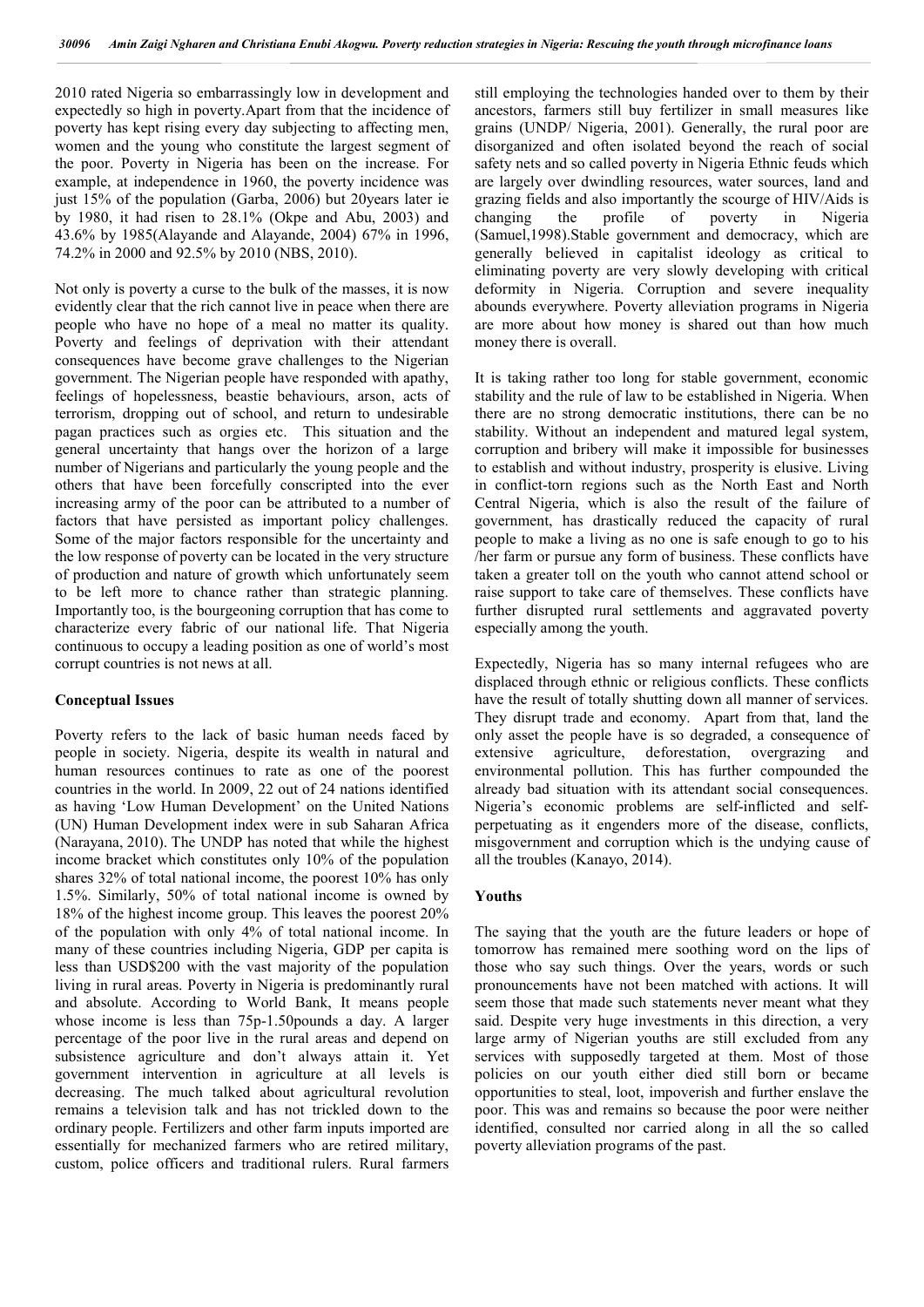2010 rated Nigeria so embarrassingly low in development and expectedly so high in poverty.Apart from that the incidence of poverty has kept rising every day subjecting to affecting men, women and the young who constitute the largest segment of the poor. Poverty in Nigeria has been on the increase. For example, at independence in 1960, the poverty incidence was just 15% of the population (Garba, 2006) but 20years later ie by 1980, it had risen to 28.1% (Okpe and Abu, 2003) and 43.6% by 1985(Alayande and Alayande, 2004) 67% in 1996, 74.2% in 2000 and 92.5% by 2010 (NBS, 2010).

Not only is poverty a curse to the bulk of the masses, it is now evidently clear that the rich cannot live in peace when there are people who have no hope of a meal no matter its quality. Poverty and feelings of deprivation with their attendant consequences have become grave challenges to the Nigerian government. The Nigerian people have responded with apathy, feelings of hopelessness, beastie behaviours, arson, acts of terrorism, dropping out of school, and return to undesirable pagan practices such as orgies etc. This situation and the general uncertainty that hangs over the horizon of a large number of Nigerians and particularly the young people and the others that have been forcefully conscripted into the ever increasing army of the poor can be attributed to a number of factors that have persisted as important policy challenges. Some of the major factors responsible for the uncertainty and the low response of poverty can be located in the very structure of production and nature of growth which unfortunately seem to be left more to chance rather than strategic planning. Importantly too, is the bourgeoning corruption that has come to characterize every fabric of our national life. That Nigeria continuous to occupy a leading position as one of world's most corrupt countries is not news at all.

## Conceptual Issues

Poverty refers to the lack of basic human needs faced by people in society. Nigeria, despite its wealth in natural and human resources continues to rate as one of the poorest countries in the world. In 2009, 22 out of 24 nations identified as having 'Low Human Development' on the United Nations (UN) Human Development index were in sub Saharan Africa (Narayana, 2010). The UNDP has noted that while the highest income bracket which constitutes only 10% of the population shares 32% of total national income, the poorest 10% has only 1.5%. Similarly, 50% of total national income is owned by 18% of the highest income group. This leaves the poorest 20% of the population with only 4% of total national income. In many of these countries including Nigeria, GDP per capita is less than USD$200 with the vast majority of the population living in rural areas. Poverty in Nigeria is predominantly rural and absolute. According to World Bank, It means people whose income is less than 75p-1.50pounds a day. A larger percentage of the poor live in the rural areas and depend on subsistence agriculture and don't always attain it. Yet government intervention in agriculture at all levels is decreasing. The much talked about agricultural revolution remains a television talk and has not trickled down to the ordinary people. Fertilizers and other farm inputs imported are essentially for mechanized farmers who are retired military, custom, police officers and traditional rulers. Rural farmers still employing the technologies handed over to them by their ancestors, farmers still buy fertilizer in small measures like grains (UNDP/ Nigeria, 2001). Generally, the rural poor are disorganized and often isolated beyond the reach of social safety nets and so called poverty in Nigeria Ethnic feuds which are largely over dwindling resources, water sources, land and grazing fields and also importantly the scourge of HIV/Aids is changing the profile of poverty in Nigeria (Samuel,1998).Stable government and democracy, which are generally believed in capitalist ideology as critical to eliminating poverty are very slowly developing with critical deformity in Nigeria. Corruption and severe inequality abounds everywhere. Poverty alleviation programs in Nigeria are more about how money is shared out than how much money there is overall.

It is taking rather too long for stable government, economic stability and the rule of law to be established in Nigeria. When there are no strong democratic institutions, there can be no stability. Without an independent and matured legal system, corruption and bribery will make it impossible for businesses to establish and without industry, prosperity is elusive. Living in conflict-torn regions such as the North East and North Central Nigeria, which is also the result of the failure of government, has drastically reduced the capacity of rural people to make a living as no one is safe enough to go to his /her farm or pursue any form of business. These conflicts have taken a greater toll on the youth who cannot attend school or raise support to take care of themselves. These conflicts have further disrupted rural settlements and aggravated poverty especially among the youth.

Expectedly, Nigeria has so many internal refugees who are displaced through ethnic or religious conflicts. These conflicts have the result of totally shutting down all manner of services. They disrupt trade and economy. Apart from that, land the only asset the people have is so degraded, a consequence of extensive agriculture, deforestation, overgrazing and environmental pollution. This has further compounded the already bad situation with its attendant social consequences. Nigeria's economic problems are self-inflicted and self-perpetuating as it engenders more of the disease, conflicts, misgovernment and corruption which is the undying cause of all the troubles (Kanayo, 2014).

## Youths

The saying that the youth are the future leaders or hope of tomorrow has remained mere soothing word on the lips of those who say such things. Over the years, words or such pronouncements have not been matched with actions. It will seem those that made such statements never meant what they said. Despite very huge investments in this direction, a very large army of Nigerian youths are still excluded from any services with supposedly targeted at them. Most of those policies on our youth either died still born or became opportunities to steal, loot, impoverish and further enslave the poor. This was and remains so because the poor were neither identified, consulted nor carried along in all the so called poverty alleviation programs of the past.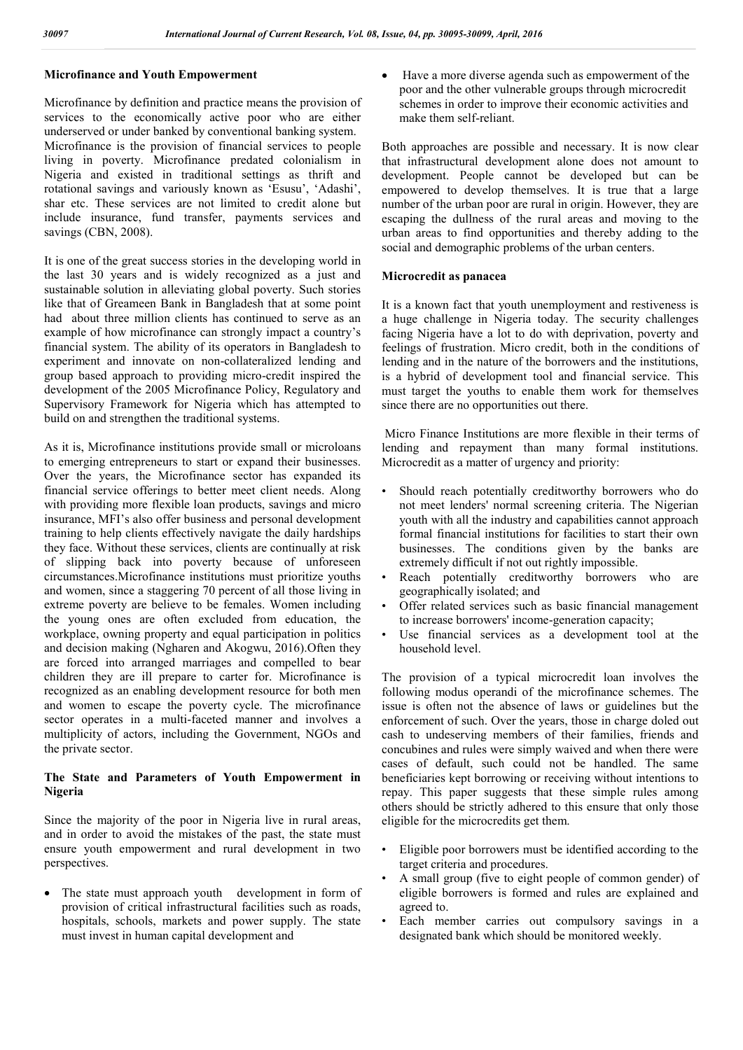## Microfinance and Youth Empowerment

Microfinance by definition and practice means the provision of services to the economically active poor who are either underserved or under banked by conventional banking system. Microfinance is the provision of financial services to people living in poverty. Microfinance predated colonialism in Nigeria and existed in traditional settings as thrift and rotational savings and variously known as 'Esusu', 'Adashi', shar etc. These services are not limited to credit alone but include insurance, fund transfer, payments services and savings (CBN, 2008).

It is one of the great success stories in the developing world in the last 30 years and is widely recognized as a just and sustainable solution in alleviating global poverty. Such stories like that of Greameen Bank in Bangladesh that at some point had about three million clients has continued to serve as an example of how microfinance can strongly impact a country's financial system. The ability of its operators in Bangladesh to experiment and innovate on non-collateralized lending and group based approach to providing micro-credit inspired the development of the 2005 Microfinance Policy, Regulatory and Supervisory Framework for Nigeria which has attempted to build on and strengthen the traditional systems.

As it is, Microfinance institutions provide small or microloans to emerging entrepreneurs to start or expand their businesses. Over the years, the Microfinance sector has expanded its financial service offerings to better meet client needs. Along with providing more flexible loan products, savings and micro insurance, MFI's also offer business and personal development training to help clients effectively navigate the daily hardships they face. Without these services, clients are continually at risk of slipping back into poverty because of unforeseen circumstances.Microfinance institutions must prioritize youths and women, since a staggering 70 percent of all those living in extreme poverty are believe to be females. Women including the young ones are often excluded from education, the workplace, owning property and equal participation in politics and decision making (Ngharen and Akogwu, 2016).Often they are forced into arranged marriages and compelled to bear children they are ill prepare to carter for. Microfinance is recognized as an enabling development resource for both men and women to escape the poverty cycle. The microfinance sector operates in a multi-faceted manner and involves a multiplicity of actors, including the Government, NGOs and the private sector.

## The State and Parameters of Youth Empowerment in Nigeria

Since the majority of the poor in Nigeria live in rural areas, and in order to avoid the mistakes of the past, the state must ensure youth empowerment and rural development in two perspectives.

- The state must approach youth development in form of provision of critical infrastructural facilities such as roads, hospitals, schools, markets and power supply. The state must invest in human capital development and
- Have a more diverse agenda such as empowerment of the poor and the other vulnerable groups through microcredit schemes in order to improve their economic activities and make them self-reliant.

Both approaches are possible and necessary. It is now clear that infrastructural development alone does not amount to development. People cannot be developed but can be empowered to develop themselves. It is true that a large number of the urban poor are rural in origin. However, they are escaping the dullness of the rural areas and moving to the urban areas to find opportunities and thereby adding to the social and demographic problems of the urban centers.

## Microcredit as panacea

It is a known fact that youth unemployment and restiveness is a huge challenge in Nigeria today. The security challenges facing Nigeria have a lot to do with deprivation, poverty and feelings of frustration. Micro credit, both in the conditions of lending and in the nature of the borrowers and the institutions, is a hybrid of development tool and financial service. This must target the youths to enable them work for themselves since there are no opportunities out there.

Micro Finance Institutions are more flexible in their terms of lending and repayment than many formal institutions. Microcredit as a matter of urgency and priority:

- Should reach potentially creditworthy borrowers who do not meet lenders' normal screening criteria. The Nigerian youth with all the industry and capabilities cannot approach formal financial institutions for facilities to start their own businesses. The conditions given by the banks are extremely difficult if not out rightly impossible.
- Reach potentially creditworthy borrowers who are geographically isolated; and
- Offer related services such as basic financial management to increase borrowers' income-generation capacity;
- Use financial services as a development tool at the household level.

The provision of a typical microcredit loan involves the following modus operandi of the microfinance schemes. The issue is often not the absence of laws or guidelines but the enforcement of such. Over the years, those in charge doled out cash to undeserving members of their families, friends and concubines and rules were simply waived and when there were cases of default, such could not be handled. The same beneficiaries kept borrowing or receiving without intentions to repay. This paper suggests that these simple rules among others should be strictly adhered to this ensure that only those eligible for the microcredits get them.

- Eligible poor borrowers must be identified according to the target criteria and procedures.
- A small group (five to eight people of common gender) of eligible borrowers is formed and rules are explained and agreed to.
- Each member carries out compulsory savings in a designated bank which should be monitored weekly.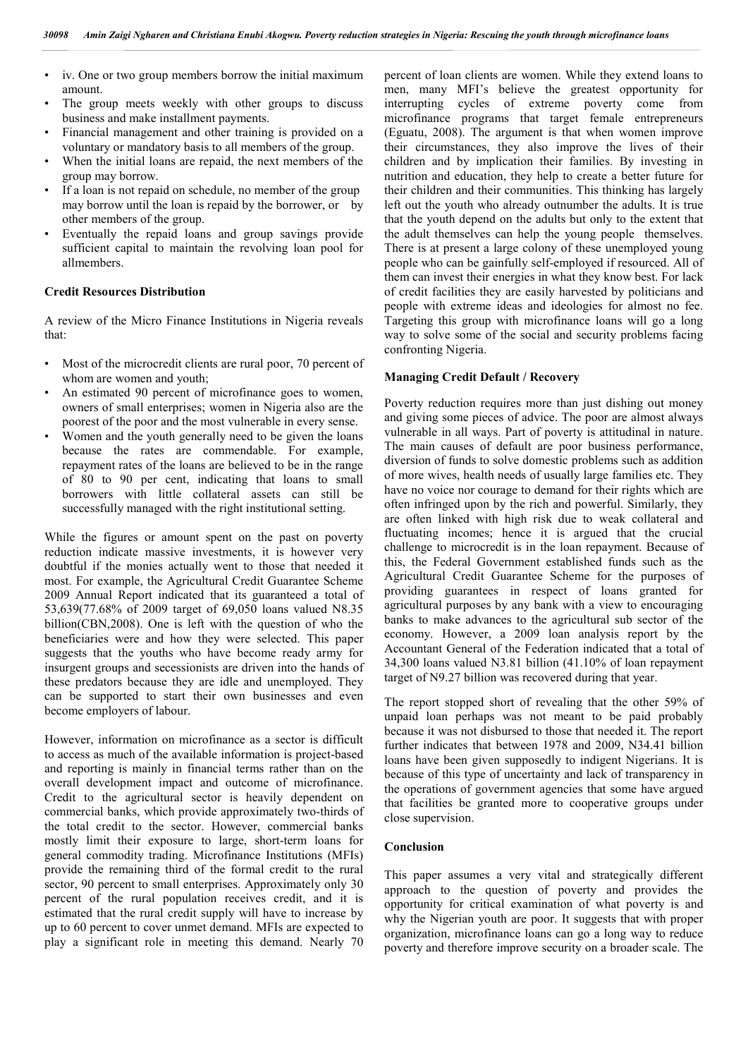- iv. One or two group members borrow the initial maximum amount.
- The group meets weekly with other groups to discuss business and make installment payments.
- Financial management and other training is provided on a voluntary or mandatory basis to all members of the group.
- When the initial loans are repaid, the next members of the group may borrow.
- If a loan is not repaid on schedule, no member of the group may borrow until the loan is repaid by the borrower, or by other members of the group.
- Eventually the repaid loans and group savings provide sufficient capital to maintain the revolving loan pool for allmembers.

**Credit Resources Distribution**

A review of the Micro Finance Institutions in Nigeria reveals that:

- Most of the microcredit clients are rural poor, 70 percent of whom are women and youth;
- An estimated 90 percent of microfinance goes to women, owners of small enterprises; women in Nigeria also are the poorest of the poor and the most vulnerable in every sense.
- Women and the youth generally need to be given the loans because the rates are commendable. For example, repayment rates of the loans are believed to be in the range of 80 to 90 per cent, indicating that loans to small borrowers with little collateral assets can still be successfully managed with the right institutional setting.

While the figures or amount spent on the past on poverty reduction indicate massive investments, it is however very doubtful if the monies actually went to those that needed it most. For example, the Agricultural Credit Guarantee Scheme 2009 Annual Report indicated that its guaranteed a total of 53,639(77.68% of 2009 target of 69,050 loans valued N8.35 billion(CBN,2008). One is left with the question of who the beneficiaries were and how they were selected. This paper suggests that the youths who have become ready army for insurgent groups and secessionists are driven into the hands of these predators because they are idle and unemployed. They can be supported to start their own businesses and even become employers of labour.

However, information on microfinance as a sector is difficult to access as much of the available information is project-based and reporting is mainly in financial terms rather than on the overall development impact and outcome of microfinance. Credit to the agricultural sector is heavily dependent on commercial banks, which provide approximately two-thirds of the total credit to the sector. However, commercial banks mostly limit their exposure to large, short-term loans for general commodity trading. Microfinance Institutions (MFIs) provide the remaining third of the formal credit to the rural sector, 90 percent to small enterprises. Approximately only 30 percent of the rural population receives credit, and it is estimated that the rural credit supply will have to increase by up to 60 percent to cover unmet demand. MFIs are expected to play a significant role in meeting this demand. Nearly 70 percent of loan clients are women. While they extend loans to men, many MFI's believe the greatest opportunity for interrupting cycles of extreme poverty come from microfinance programs that target female entrepreneurs (Eguatu, 2008). The argument is that when women improve their circumstances, they also improve the lives of their children and by implication their families. By investing in nutrition and education, they help to create a better future for their children and their communities. This thinking has largely left out the youth who already outnumber the adults. It is true that the youth depend on the adults but only to the extent that the adult themselves can help the young people themselves. There is at present a large colony of these unemployed young people who can be gainfully self-employed if resourced. All of them can invest their energies in what they know best. For lack of credit facilities they are easily harvested by politicians and people with extreme ideas and ideologies for almost no fee. Targeting this group with microfinance loans will go a long way to solve some of the social and security problems facing confronting Nigeria.

**Managing Credit Default / Recovery**

Poverty reduction requires more than just dishing out money and giving some pieces of advice. The poor are almost always vulnerable in all ways. Part of poverty is attitudinal in nature. The main causes of default are poor business performance, diversion of funds to solve domestic problems such as addition of more wives, health needs of usually large families etc. They have no voice nor courage to demand for their rights which are often infringed upon by the rich and powerful. Similarly, they are often linked with high risk due to weak collateral and fluctuating incomes; hence it is argued that the crucial challenge to microcredit is in the loan repayment. Because of this, the Federal Government established funds such as the Agricultural Credit Guarantee Scheme for the purposes of providing guarantees in respect of loans granted for agricultural purposes by any bank with a view to encouraging banks to make advances to the agricultural sub sector of the economy. However, a 2009 loan analysis report by the Accountant General of the Federation indicated that a total of 34,300 loans valued N3.81 billion (41.10% of loan repayment target of N9.27 billion was recovered during that year.

The report stopped short of revealing that the other 59% of unpaid loan perhaps was not meant to be paid probably because it was not disbursed to those that needed it. The report further indicates that between 1978 and 2009, N34.41 billion loans have been given supposedly to indigent Nigerians. It is because of this type of uncertainty and lack of transparency in the operations of government agencies that some have argued that facilities be granted more to cooperative groups under close supervision.

**Conclusion**

This paper assumes a very vital and strategically different approach to the question of poverty and provides the opportunity for critical examination of what poverty is and why the Nigerian youth are poor. It suggests that with proper organization, microfinance loans can go a long way to reduce poverty and therefore improve security on a broader scale. The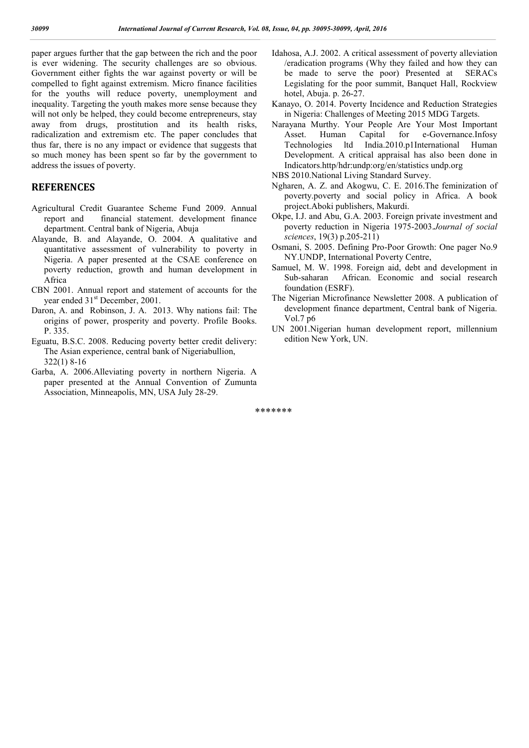paper argues further that the gap between the rich and the poor is ever widening. The security challenges are so obvious. Government either fights the war against poverty or will be compelled to fight against extremism. Micro finance facilities for the youths will reduce poverty, unemployment and inequality. Targeting the youth makes more sense because they will not only be helped, they could become entrepreneurs, stay away from drugs, prostitution and its health risks, radicalization and extremism etc. The paper concludes that thus far, there is no any impact or evidence that suggests that so much money has been spent so far by the government to address the issues of poverty.

## REFERENCES

Agricultural Credit Guarantee Scheme Fund 2009. Annual report and financial statement. development finance department. Central bank of Nigeria, Abuja

Alayande, B. and Alayande, O. 2004. A qualitative and quantitative assessment of vulnerability to poverty in Nigeria. A paper presented at the CSAE conference on poverty reduction, growth and human development in Africa

CBN 2001. Annual report and statement of accounts for the year ended 31st December, 2001.

Daron, A. and Robinson, J. A. 2013. Why nations fail: The origins of power, prosperity and poverty. Profile Books. P. 335.

Eguatu, B.S.C. 2008. Reducing poverty better credit delivery: The Asian experience, central bank of Nigeriabullion, 322(1) 8-16

Garba, A. 2006.Alleviating poverty in northern Nigeria. A paper presented at the Annual Convention of Zumunta Association, Minneapolis, MN, USA July 28-29.

Idahosa, A.J. 2002. A critical assessment of poverty alleviation /eradication programs (Why they failed and how they can be made to serve the poor) Presented at SERACs Legislating for the poor summit, Banquet Hall, Rockview hotel, Abuja. p. 26-27.

Kanayo, O. 2014. Poverty Incidence and Reduction Strategies in Nigeria: Challenges of Meeting 2015 MDG Targets.

Narayana Murthy. Your People Are Your Most Important Asset. Human Capital for e-Governance.Infosy Technologies ltd India.2010.p1International Human Development. A critical appraisal has also been done in Indicators.http/hdr:undp:org/en/statistics undp.org

NBS 2010.National Living Standard Survey.

Ngharen, A. Z. and Akogwu, C. E. 2016.The feminization of poverty.poverty and social policy in Africa. A book project.Aboki publishers, Makurdi.

Okpe, I.J. and Abu, G.A. 2003. Foreign private investment and poverty reduction in Nigeria 1975-2003.*Journal of social sciences*, 19(3) p.205-211)

Osmani, S. 2005. Defining Pro-Poor Growth: One pager No.9 NY.UNDP, International Poverty Centre,

Samuel, M. W. 1998. Foreign aid, debt and development in Sub-saharan African. Economic and social research foundation (ESRF).

The Nigerian Microfinance Newsletter 2008. A publication of development finance department, Central bank of Nigeria. Vol.7 p6

UN 2001.Nigerian human development report, millennium edition New York, UN.

*******